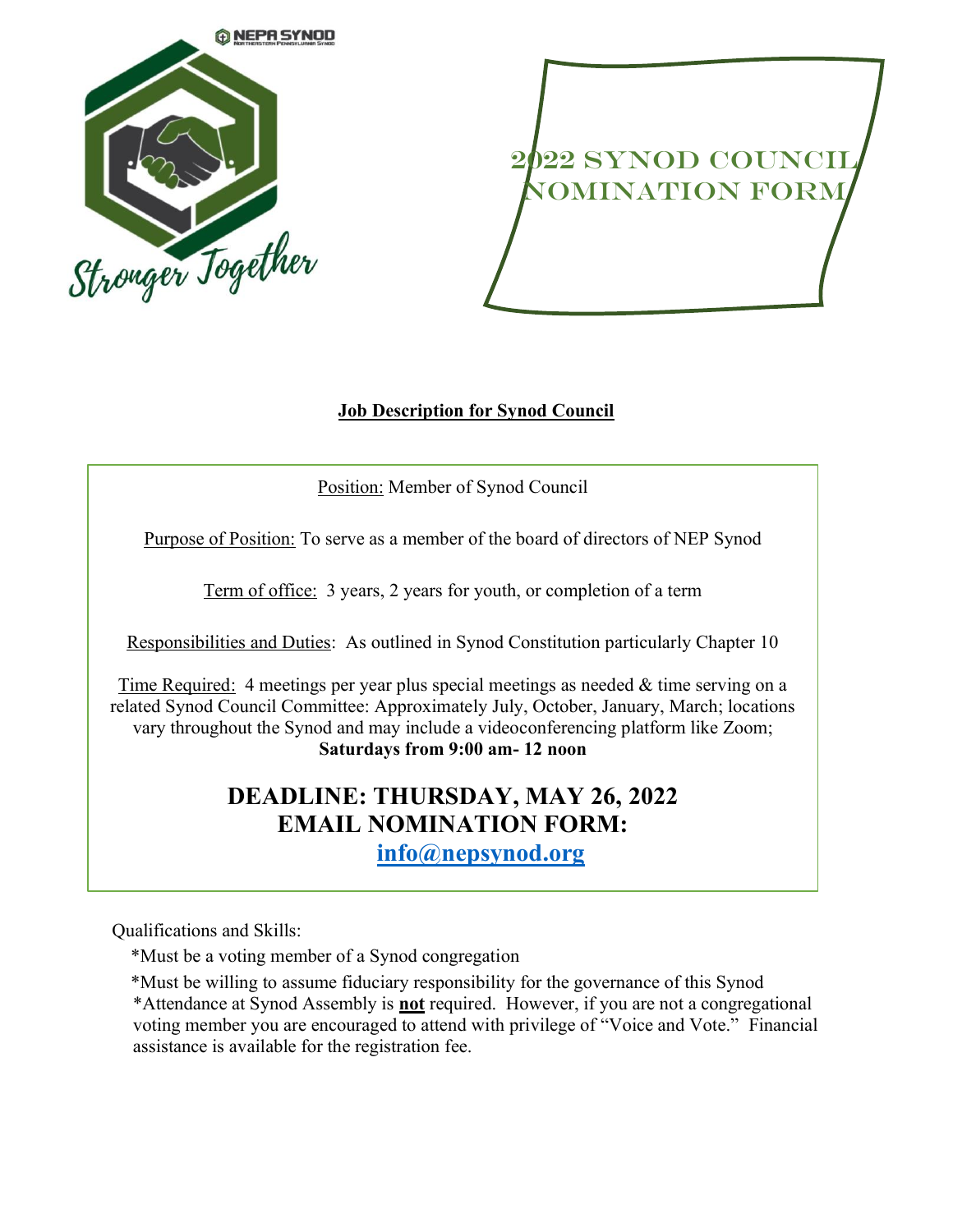NEPA SYNOD

Stronger Together

# 2022 SYNOD COUNCIL NOMINATION FORM

## Job Description for Synod Council

Position: Member of Synod Council

Purpose of Position: To serve as a member of the board of directors of NEP Synod

Term of office: 3 years, 2 years for youth, or completion of a term

Responsibilities and Duties: As outlined in Synod Constitution particularly Chapter 10

Time Required: 4 meetings per year plus special meetings as needed & time serving on a related Synod Council Committee: Approximately July, October, January, March; locations vary throughout the Synod and may include a videoconferencing platform like Zoom; **Saturdays from 9:00 am- 12 noon**

**DEADLINE: THURSDAY, MAY 26, 2022**
**EMAIL NOMINATION FORM:**
**info@nepsynod.org**

Qualifications and Skills:

*Must be a voting member of a Synod congregation

*Must be willing to assume fiduciary responsibility for the governance of this Synod

*Attendance at Synod Assembly is **not** required. However, if you are not a congregational voting member you are encouraged to attend with privilege of "Voice and Vote." Financial assistance is available for the registration fee.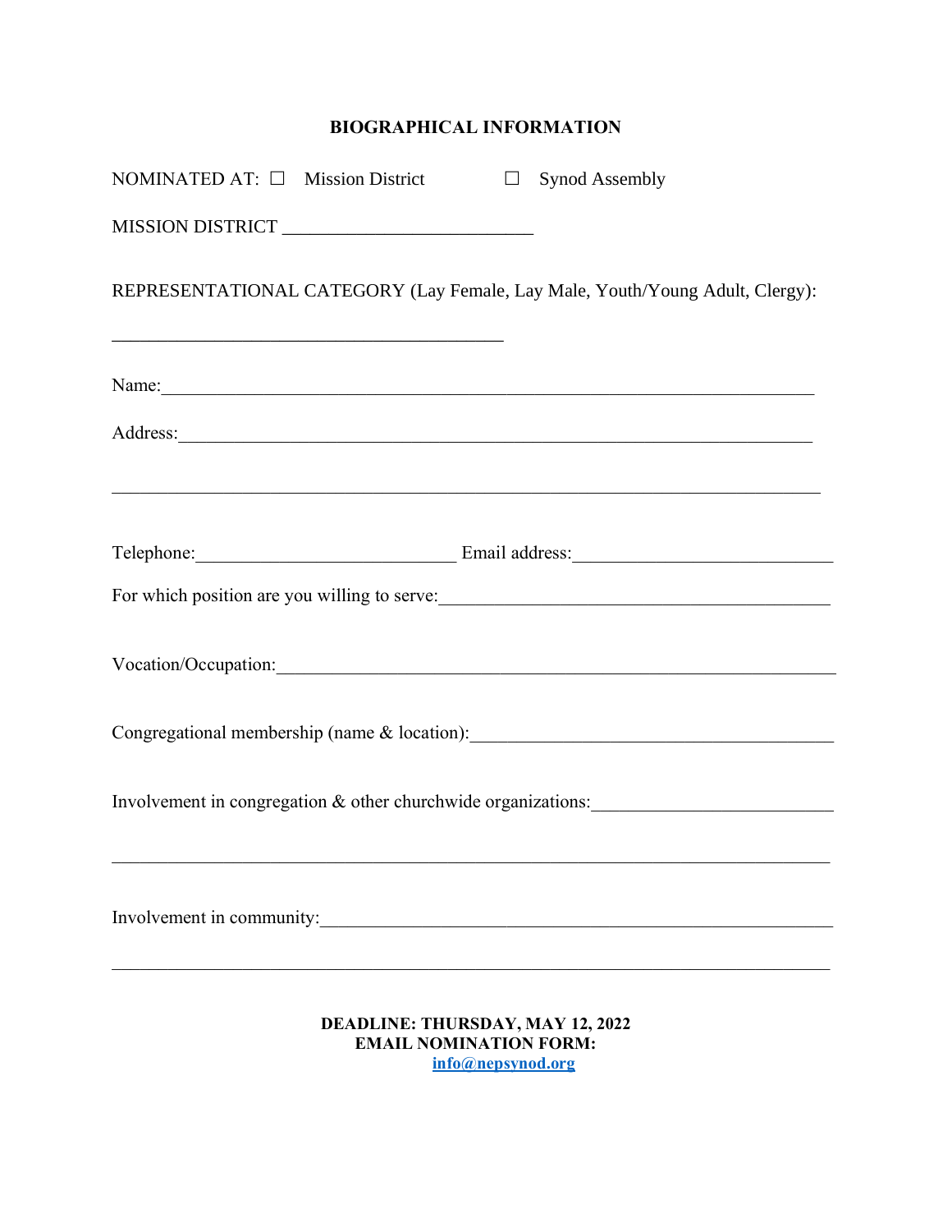## BIOGRAPHICAL INFORMATION

NOMINATED AT: ☐ Mission District ☐ Synod Assembly

MISSION DISTRICT ___________________________

REPRESENTATIONAL CATEGORY (Lay Female, Lay Male, Youth/Young Adult, Clergy):

__________________________________________

Name:______________________________________________________________________

Address:____________________________________________________________________

____________________________________________________________________________

Telephone:____________________________ Email address:____________________________

For which position are you willing to serve:__________________________________________

Vocation/Occupation:____________________________________________________________

Congregational membership (name & location):_______________________________________

Involvement in congregation & other churchwide organizations:_________________________

____________________________________________________________________________

Involvement in community:_______________________________________________________

____________________________________________________________________________

**DEADLINE: THURSDAY, MAY 12, 2022**
**EMAIL NOMINATION FORM:**
**info@nepsynod.org**